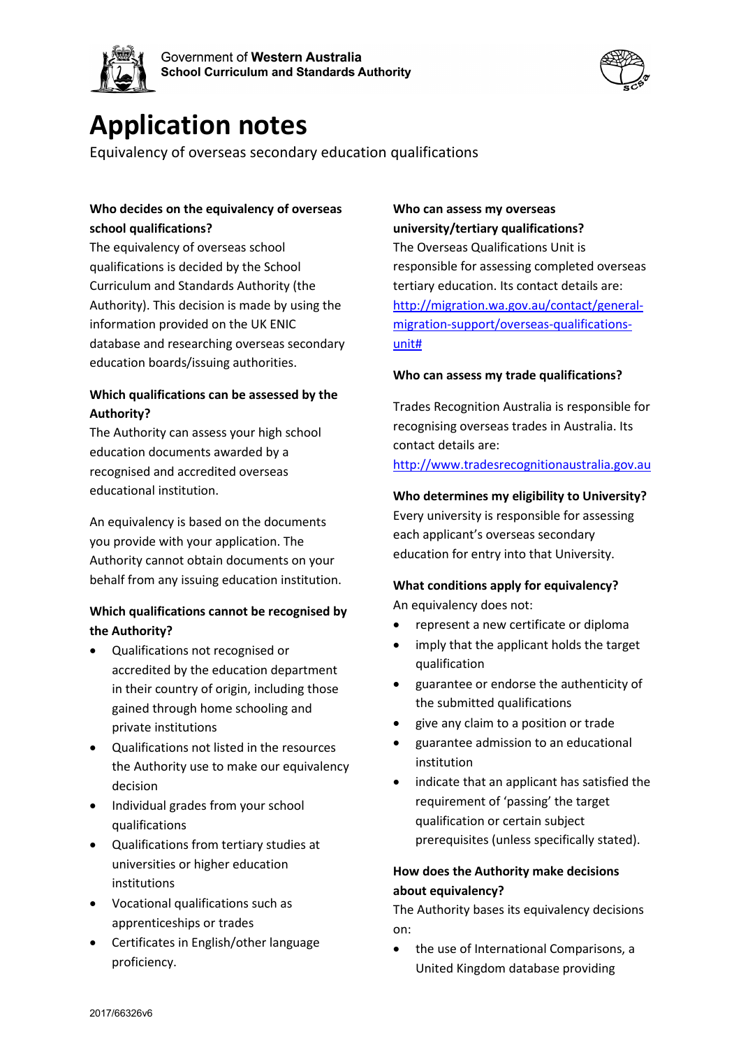Government of **Western Australia**
**School Curriculum and Standards Authority**

# Application notes

Equivalency of overseas secondary education qualifications

**Who decides on the equivalency of overseas school qualifications?**

The equivalency of overseas school qualifications is decided by the School Curriculum and Standards Authority (the Authority). This decision is made by using the information provided on the UK ENIC database and researching overseas secondary education boards/issuing authorities.

**Which qualifications can be assessed by the Authority?**

The Authority can assess your high school education documents awarded by a recognised and accredited overseas educational institution.

An equivalency is based on the documents you provide with your application. The Authority cannot obtain documents on your behalf from any issuing education institution.

**Which qualifications cannot be recognised by the Authority?**

- Qualifications not recognised or accredited by the education department in their country of origin, including those gained through home schooling and private institutions
- Qualifications not listed in the resources the Authority use to make our equivalency decision
- Individual grades from your school qualifications
- Qualifications from tertiary studies at universities or higher education institutions
- Vocational qualifications such as apprenticeships or trades
- Certificates in English/other language proficiency.

**Who can assess my overseas university/tertiary qualifications?**

The Overseas Qualifications Unit is responsible for assessing completed overseas tertiary education. Its contact details are: [http://migration.wa.gov.au/contact/general-migration-support/overseas-qualifications-unit#](http://migration.wa.gov.au/contact/general-migration-support/overseas-qualifications-unit#)

**Who can assess my trade qualifications?**

Trades Recognition Australia is responsible for recognising overseas trades in Australia. Its contact details are: [http://www.tradesrecognitionaustralia.gov.au](http://www.tradesrecognitionaustralia.gov.au)

**Who determines my eligibility to University?**

Every university is responsible for assessing each applicant's overseas secondary education for entry into that University.

**What conditions apply for equivalency?**

An equivalency does not:

- represent a new certificate or diploma
- imply that the applicant holds the target qualification
- guarantee or endorse the authenticity of the submitted qualifications
- give any claim to a position or trade
- guarantee admission to an educational institution
- indicate that an applicant has satisfied the requirement of 'passing' the target qualification or certain subject prerequisites (unless specifically stated).

**How does the Authority make decisions about equivalency?**

The Authority bases its equivalency decisions on:

- the use of International Comparisons, a United Kingdom database providing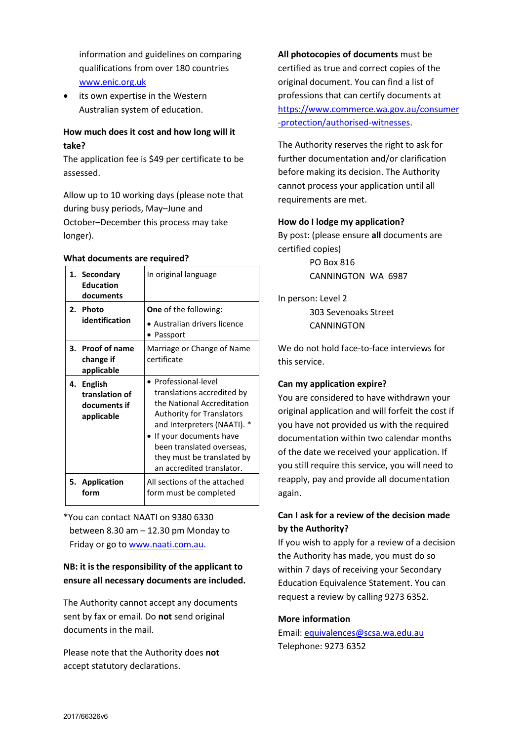information and guidelines on comparing qualifications from over 180 countries [www.enic.org.uk](www.enic.org.uk)

- its own expertise in the Western Australian system of education.

**How much does it cost and how long will it take?**

The application fee is $49 per certificate to be assessed.

Allow up to 10 working days (please note that during busy periods, May–June and October–December this process may take longer).

**What documents are required?**

| | |
|---|---|
| **1. Secondary Education documents** | In original language |
| **2. Photo identification** | **One** of the following:<br>• Australian drivers licence<br>• Passport |
| **3. Proof of name change if applicable** | Marriage or Change of Name certificate |
| **4. English translation of documents if applicable** | • Professional-level translations accredited by the National Accreditation Authority for Translators and Interpreters (NAATI). *<br>• If your documents have been translated overseas, they must be translated by an accredited translator. |
| **5. Application form** | All sections of the attached form must be completed |

*You can contact NAATI on 9380 6330 between 8.30 am – 12.30 pm Monday to Friday or go to [www.naati.com.au](www.naati.com.au).

**NB: it is the responsibility of the applicant to ensure all necessary documents are included.**

The Authority cannot accept any documents sent by fax or email. Do **not** send original documents in the mail.

Please note that the Authority does **not** accept statutory declarations.

**All photocopies of documents** must be certified as true and correct copies of the original document. You can find a list of professions that can certify documents at [https://www.commerce.wa.gov.au/consumer-protection/authorised-witnesses](https://www.commerce.wa.gov.au/consumer-protection/authorised-witnesses).

The Authority reserves the right to ask for further documentation and/or clarification before making its decision. The Authority cannot process your application until all requirements are met.

**How do I lodge my application?**

By post: (please ensure **all** documents are certified copies)

PO Box 816
CANNINGTON WA 6987

In person: Level 2
303 Sevenoaks Street
CANNINGTON

We do not hold face-to-face interviews for this service.

**Can my application expire?**

You are considered to have withdrawn your original application and will forfeit the cost if you have not provided us with the required documentation within two calendar months of the date we received your application. If you still require this service, you will need to reapply, pay and provide all documentation again.

**Can I ask for a review of the decision made by the Authority?**

If you wish to apply for a review of a decision the Authority has made, you must do so within 7 days of receiving your Secondary Education Equivalence Statement. You can request a review by calling 9273 6352.

**More information**

Email: [equivalences@scsa.wa.edu.au](mailto:equivalences@scsa.wa.edu.au)
Telephone: 9273 6352

2017/66326v6